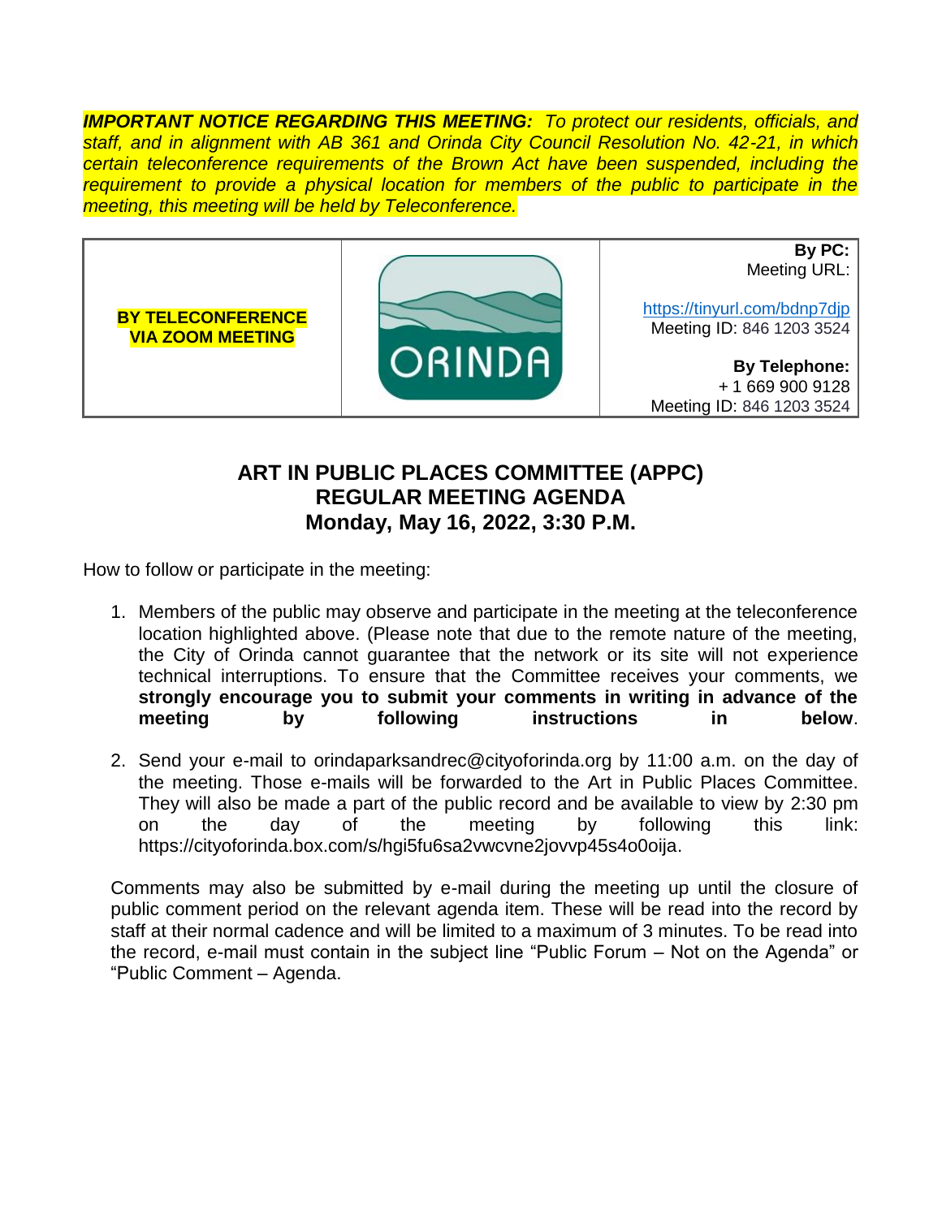***IMPORTANT NOTICE REGARDING THIS MEETING:*** *To protect our residents, officials, and staff, and in alignment with AB 361 and Orinda City Council Resolution No. 42-21, in which certain teleconference requirements of the Brown Act have been suspended, including the requirement to provide a physical location for members of the public to participate in the meeting, this meeting will be held by Teleconference.*

| **BY TELECONFERENCE VIA ZOOM MEETING** | ORINDA | **By PC:** Meeting URL: https://tinyurl.com/bdnp7djp Meeting ID: 846 1203 3524 **By Telephone:** + 1 669 900 9128 Meeting ID: 846 1203 3524 |
|---|---|---|

## ART IN PUBLIC PLACES COMMITTEE (APPC)
## REGULAR MEETING AGENDA
## Monday, May 16, 2022, 3:30 P.M.

How to follow or participate in the meeting:

1. Members of the public may observe and participate in the meeting at the teleconference location highlighted above. (Please note that due to the remote nature of the meeting, the City of Orinda cannot guarantee that the network or its site will not experience technical interruptions. To ensure that the Committee receives your comments, we **strongly encourage you to submit your comments in writing in advance of the meeting by following instructions in below**.

2. Send your e-mail to orindaparksandrec@cityoforinda.org by 11:00 a.m. on the day of the meeting. Those e-mails will be forwarded to the Art in Public Places Committee. They will also be made a part of the public record and be available to view by 2:30 pm on the day of the meeting by following this link: https://cityoforinda.box.com/s/hgi5fu6sa2vwcvne2jovvp45s4o0oija.

Comments may also be submitted by e-mail during the meeting up until the closure of public comment period on the relevant agenda item. These will be read into the record by staff at their normal cadence and will be limited to a maximum of 3 minutes. To be read into the record, e-mail must contain in the subject line "Public Forum – Not on the Agenda" or "Public Comment – Agenda.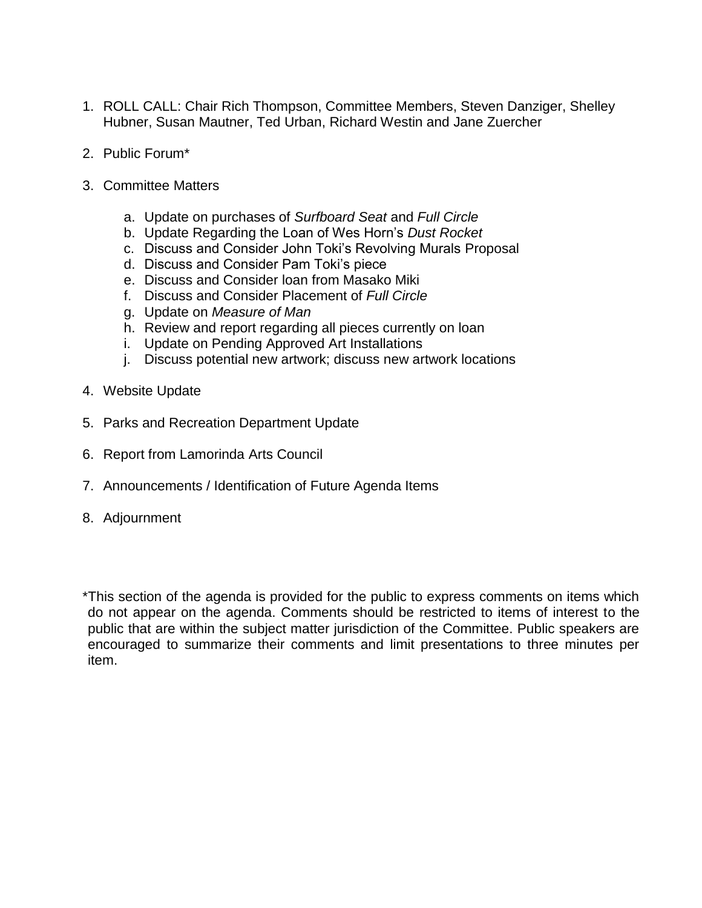1. ROLL CALL: Chair Rich Thompson, Committee Members, Steven Danziger, Shelley Hubner, Susan Mautner, Ted Urban, Richard Westin and Jane Zuercher

2. Public Forum*

3. Committee Matters

    a. Update on purchases of *Surfboard Seat* and *Full Circle*
    b. Update Regarding the Loan of Wes Horn's *Dust Rocket*
    c. Discuss and Consider John Toki's Revolving Murals Proposal
    d. Discuss and Consider Pam Toki's piece
    e. Discuss and Consider loan from Masako Miki
    f. Discuss and Consider Placement of *Full Circle*
    g. Update on *Measure of Man*
    h. Review and report regarding all pieces currently on loan
    i. Update on Pending Approved Art Installations
    j. Discuss potential new artwork; discuss new artwork locations

4. Website Update

5. Parks and Recreation Department Update

6. Report from Lamorinda Arts Council

7. Announcements / Identification of Future Agenda Items

8. Adjournment

*This section of the agenda is provided for the public to express comments on items which do not appear on the agenda. Comments should be restricted to items of interest to the public that are within the subject matter jurisdiction of the Committee. Public speakers are encouraged to summarize their comments and limit presentations to three minutes per item.